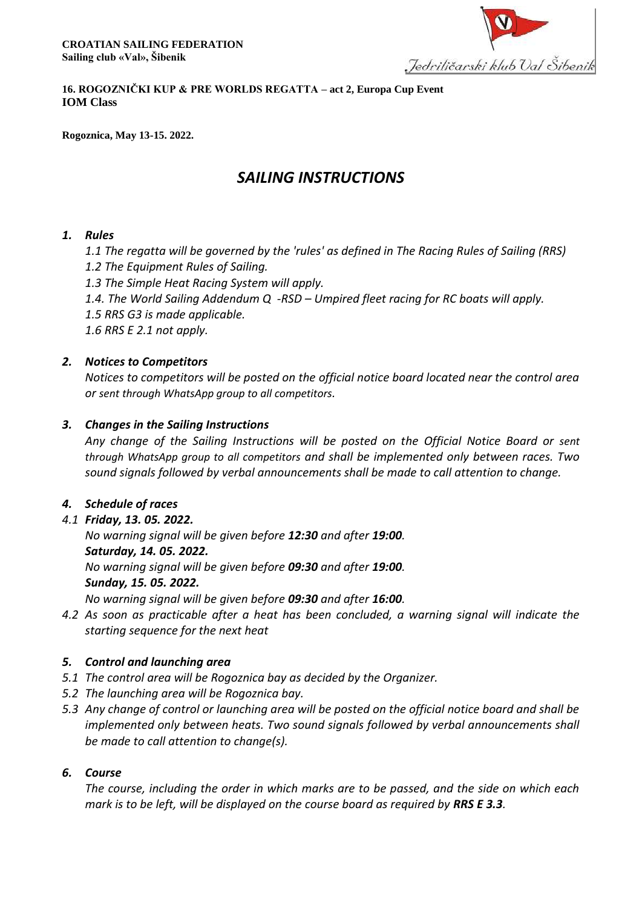**CROATIAN SAILING FEDERATION**
**Sailing club «Val», Šibenik**

Jedriličarski klub Val Šibenik

**16. ROGOZNIČKI KUP & PRE WORLDS REGATTA – act 2, Europa Cup Event**
**IOM Class**

**Rogoznica, May 13-15. 2022.**

# *SAILING INSTRUCTIONS*

## *1. Rules*

*1.1 The regatta will be governed by the 'rules' as defined in The Racing Rules of Sailing (RRS)*
*1.2 The Equipment Rules of Sailing.*
*1.3 The Simple Heat Racing System will apply.*
*1.4. The World Sailing Addendum Q -RSD – Umpired fleet racing for RC boats will apply.*
*1.5 RRS G3 is made applicable.*
*1.6 RRS E 2.1 not apply.*

## *2. Notices to Competitors*

*Notices to competitors will be posted on the official notice board located near the control area or sent through WhatsApp group to all competitors.*

## *3. Changes in the Sailing Instructions*

*Any change of the Sailing Instructions will be posted on the Official Notice Board or sent through WhatsApp group to all competitors and shall be implemented only between races. Two sound signals followed by verbal announcements shall be made to call attention to change.*

## *4. Schedule of races*

*4.1* ***Friday, 13. 05. 2022.***
*No warning signal will be given before* ***12:30*** *and after* ***19:00****.*
***Saturday, 14. 05. 2022.***
*No warning signal will be given before* ***09:30*** *and after* ***19:00****.*
***Sunday, 15. 05. 2022.***
*No warning signal will be given before* ***09:30*** *and after* ***16:00****.*

*4.2 As soon as practicable after a heat has been concluded, a warning signal will indicate the starting sequence for the next heat*

## *5. Control and launching area*

*5.1 The control area will be Rogoznica bay as decided by the Organizer.*
*5.2 The launching area will be Rogoznica bay.*
*5.3 Any change of control or launching area will be posted on the official notice board and shall be implemented only between heats. Two sound signals followed by verbal announcements shall be made to call attention to change(s).*

## *6. Course*

*The course, including the order in which marks are to be passed, and the side on which each mark is to be left, will be displayed on the course board as required by* ***RRS E 3.3****.*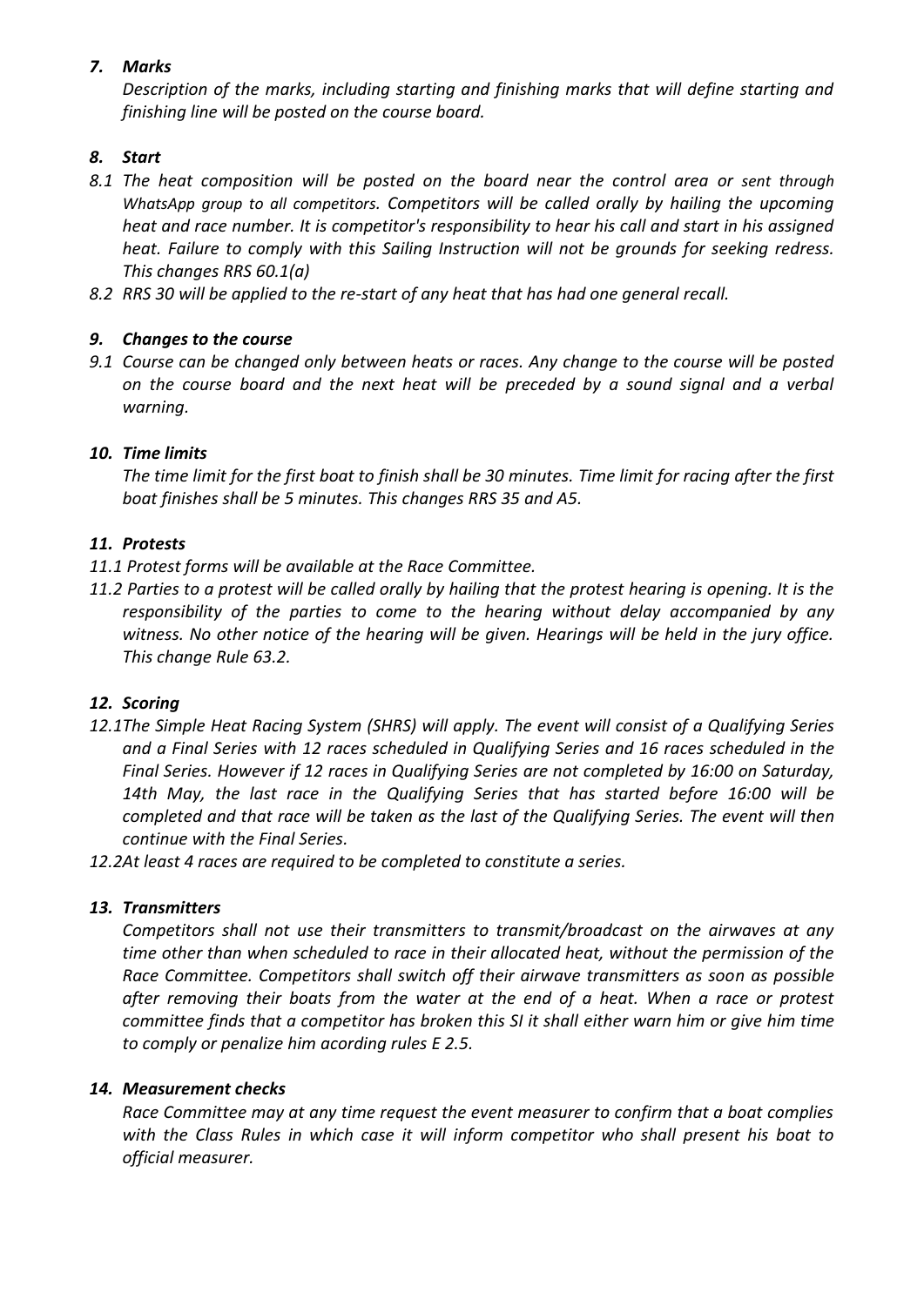### *7. Marks*

*Description of the marks, including starting and finishing marks that will define starting and finishing line will be posted on the course board.*

### *8. Start*

*8.1 The heat composition will be posted on the board near the control area or sent through WhatsApp group to all competitors. Competitors will be called orally by hailing the upcoming heat and race number. It is competitor's responsibility to hear his call and start in his assigned heat. Failure to comply with this Sailing Instruction will not be grounds for seeking redress. This changes RRS 60.1(a)*

*8.2 RRS 30 will be applied to the re-start of any heat that has had one general recall.*

### *9. Changes to the course*

*9.1 Course can be changed only between heats or races. Any change to the course will be posted on the course board and the next heat will be preceded by a sound signal and a verbal warning.*

### *10. Time limits*

*The time limit for the first boat to finish shall be 30 minutes. Time limit for racing after the first boat finishes shall be 5 minutes. This changes RRS 35 and A5.*

### *11. Protests*

*11.1 Protest forms will be available at the Race Committee.*

*11.2 Parties to a protest will be called orally by hailing that the protest hearing is opening. It is the responsibility of the parties to come to the hearing without delay accompanied by any witness. No other notice of the hearing will be given. Hearings will be held in the jury office. This change Rule 63.2.*

### *12. Scoring*

*12.1The Simple Heat Racing System (SHRS) will apply. The event will consist of a Qualifying Series and a Final Series with 12 races scheduled in Qualifying Series and 16 races scheduled in the Final Series. However if 12 races in Qualifying Series are not completed by 16:00 on Saturday, 14th May, the last race in the Qualifying Series that has started before 16:00 will be completed and that race will be taken as the last of the Qualifying Series. The event will then continue with the Final Series.*

*12.2At least 4 races are required to be completed to constitute a series.*

### *13. Transmitters*

*Competitors shall not use their transmitters to transmit/broadcast on the airwaves at any time other than when scheduled to race in their allocated heat, without the permission of the Race Committee. Competitors shall switch off their airwave transmitters as soon as possible after removing their boats from the water at the end of a heat. When a race or protest committee finds that a competitor has broken this SI it shall either warn him or give him time to comply or penalize him acording rules E 2.5.*

### *14. Measurement checks*

*Race Committee may at any time request the event measurer to confirm that a boat complies with the Class Rules in which case it will inform competitor who shall present his boat to official measurer.*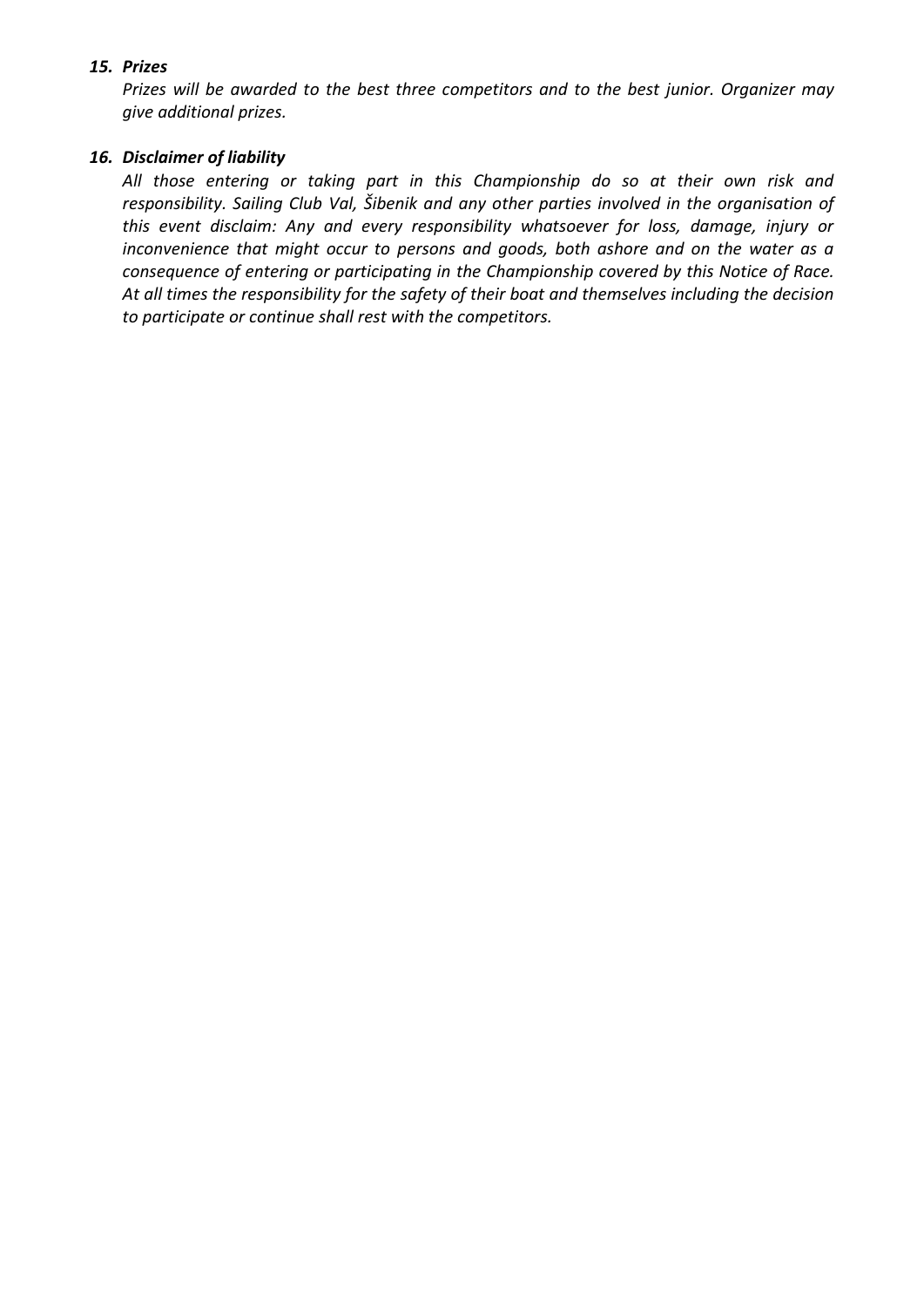### *15. Prizes*

*Prizes will be awarded to the best three competitors and to the best junior. Organizer may give additional prizes.*

### *16. Disclaimer of liability*

*All those entering or taking part in this Championship do so at their own risk and responsibility. Sailing Club Val, Šibenik and any other parties involved in the organisation of this event disclaim: Any and every responsibility whatsoever for loss, damage, injury or inconvenience that might occur to persons and goods, both ashore and on the water as a consequence of entering or participating in the Championship covered by this Notice of Race. At all times the responsibility for the safety of their boat and themselves including the decision to participate or continue shall rest with the competitors.*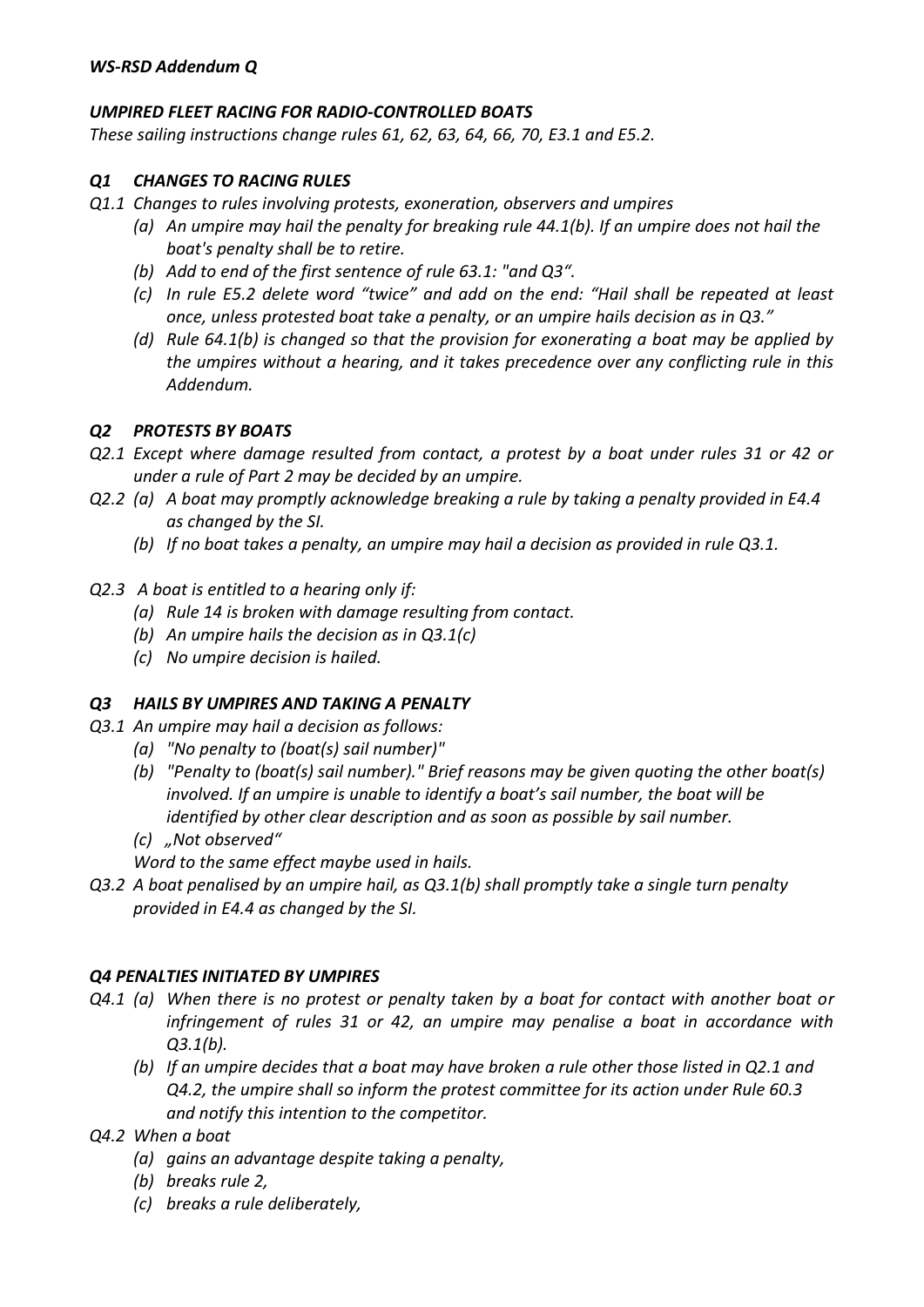***WS-RSD Addendum Q***

## *UMPIRED FLEET RACING FOR RADIO-CONTROLLED BOATS*

*These sailing instructions change rules 61, 62, 63, 64, 66, 70, E3.1 and E5.2.*

### *Q1 CHANGES TO RACING RULES*

*Q1.1 Changes to rules involving protests, exoneration, observers and umpires*

- *(a) An umpire may hail the penalty for breaking rule 44.1(b). If an umpire does not hail the boat's penalty shall be to retire.*
- *(b) Add to end of the first sentence of rule 63.1: "and Q3".*
- *(c) In rule E5.2 delete word "twice" and add on the end: "Hail shall be repeated at least once, unless protested boat take a penalty, or an umpire hails decision as in Q3."*
- *(d) Rule 64.1(b) is changed so that the provision for exonerating a boat may be applied by the umpires without a hearing, and it takes precedence over any conflicting rule in this Addendum.*

### *Q2 PROTESTS BY BOATS*

*Q2.1 Except where damage resulted from contact, a protest by a boat under rules 31 or 42 or under a rule of Part 2 may be decided by an umpire.*

*Q2.2 (a) A boat may promptly acknowledge breaking a rule by taking a penalty provided in E4.4 as changed by the SI.*

- *(b) If no boat takes a penalty, an umpire may hail a decision as provided in rule Q3.1.*

*Q2.3 A boat is entitled to a hearing only if:*

- *(a) Rule 14 is broken with damage resulting from contact.*
- *(b) An umpire hails the decision as in Q3.1(c)*
- *(c) No umpire decision is hailed.*

### *Q3 HAILS BY UMPIRES AND TAKING A PENALTY*

*Q3.1 An umpire may hail a decision as follows:*

- *(a) "No penalty to (boat(s) sail number)"*
- *(b) "Penalty to (boat(s) sail number)." Brief reasons may be given quoting the other boat(s) involved. If an umpire is unable to identify a boat's sail number, the boat will be identified by other clear description and as soon as possible by sail number.*
- *(c) „Not observed"*

*Word to the same effect maybe used in hails.*

*Q3.2 A boat penalised by an umpire hail, as Q3.1(b) shall promptly take a single turn penalty provided in E4.4 as changed by the SI.*

### *Q4 PENALTIES INITIATED BY UMPIRES*

*Q4.1 (a) When there is no protest or penalty taken by a boat for contact with another boat or infringement of rules 31 or 42, an umpire may penalise a boat in accordance with Q3.1(b).*

- *(b) If an umpire decides that a boat may have broken a rule other those listed in Q2.1 and Q4.2, the umpire shall so inform the protest committee for its action under Rule 60.3 and notify this intention to the competitor.*

*Q4.2 When a boat*

- *(a) gains an advantage despite taking a penalty,*
- *(b) breaks rule 2,*
- *(c) breaks a rule deliberately,*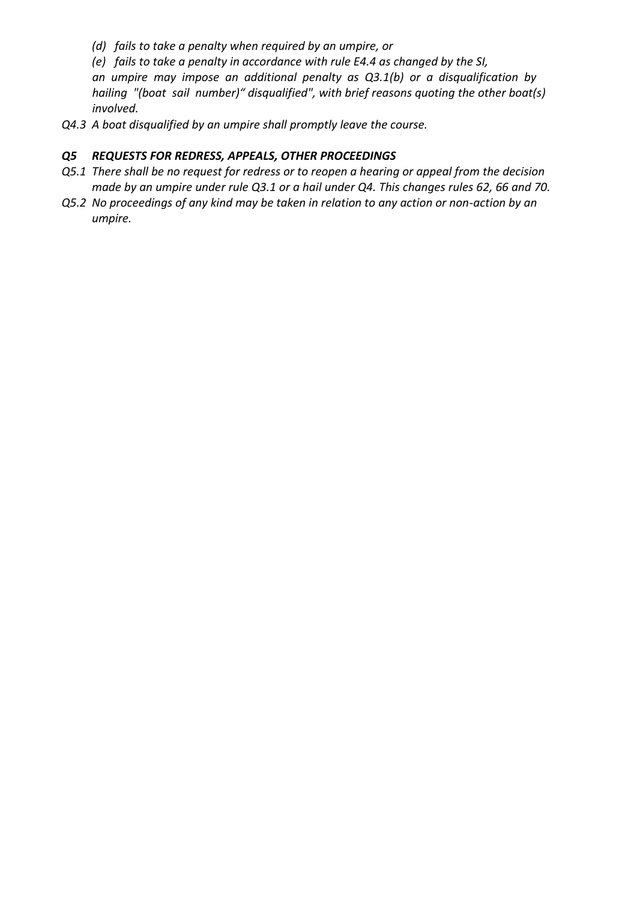*(d) fails to take a penalty when required by an umpire, or*

*(e) fails to take a penalty in accordance with rule E4.4 as changed by the SI,*

*an umpire may impose an additional penalty as Q3.1(b) or a disqualification by hailing "(boat sail number)" disqualified", with brief reasons quoting the other boat(s) involved.*

*Q4.3 A boat disqualified by an umpire shall promptly leave the course.*

### *Q5 REQUESTS FOR REDRESS, APPEALS, OTHER PROCEEDINGS*

*Q5.1 There shall be no request for redress or to reopen a hearing or appeal from the decision made by an umpire under rule Q3.1 or a hail under Q4. This changes rules 62, 66 and 70.*

*Q5.2 No proceedings of any kind may be taken in relation to any action or non-action by an umpire.*